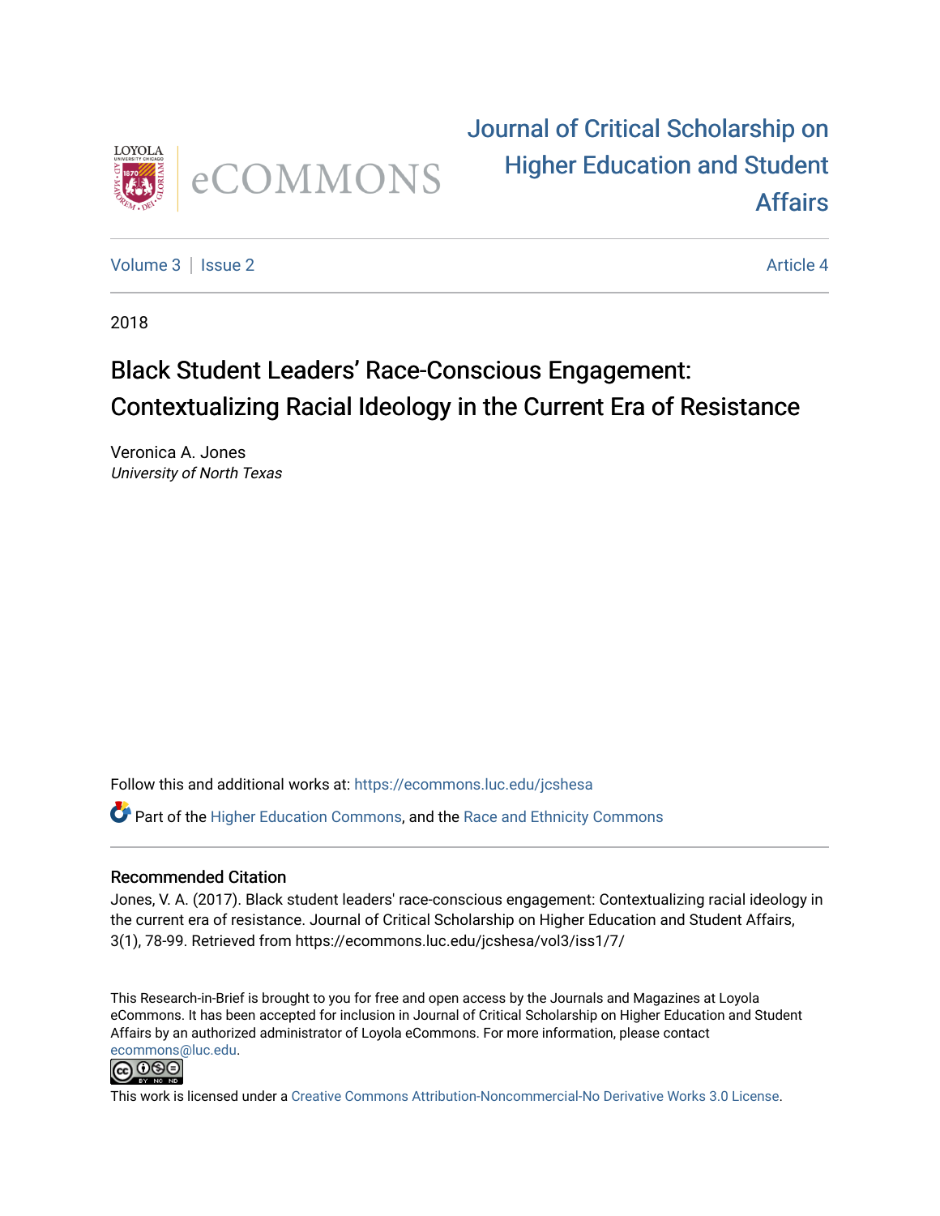# Journal of Critical Scholarship on Higher Education and Student Affairs

Volume 3 | Issue 2 | Article 4

2018

## Black Student Leaders' Race-Conscious Engagement: Contextualizing Racial Ideology in the Current Era of Resistance

Veronica A. Jones
*University of North Texas*

Follow this and additional works at: https://ecommons.luc.edu/jcshesa

Part of the Higher Education Commons, and the Race and Ethnicity Commons

### Recommended Citation

Jones, V. A. (2017). Black student leaders' race-conscious engagement: Contextualizing racial ideology in the current era of resistance. Journal of Critical Scholarship on Higher Education and Student Affairs, 3(1), 78-99. Retrieved from https://ecommons.luc.edu/jcshesa/vol3/iss1/7/

This Research-in-Brief is brought to you for free and open access by the Journals and Magazines at Loyola eCommons. It has been accepted for inclusion in Journal of Critical Scholarship on Higher Education and Student Affairs by an authorized administrator of Loyola eCommons. For more information, please contact ecommons@luc.edu.

This work is licensed under a Creative Commons Attribution-Noncommercial-No Derivative Works 3.0 License.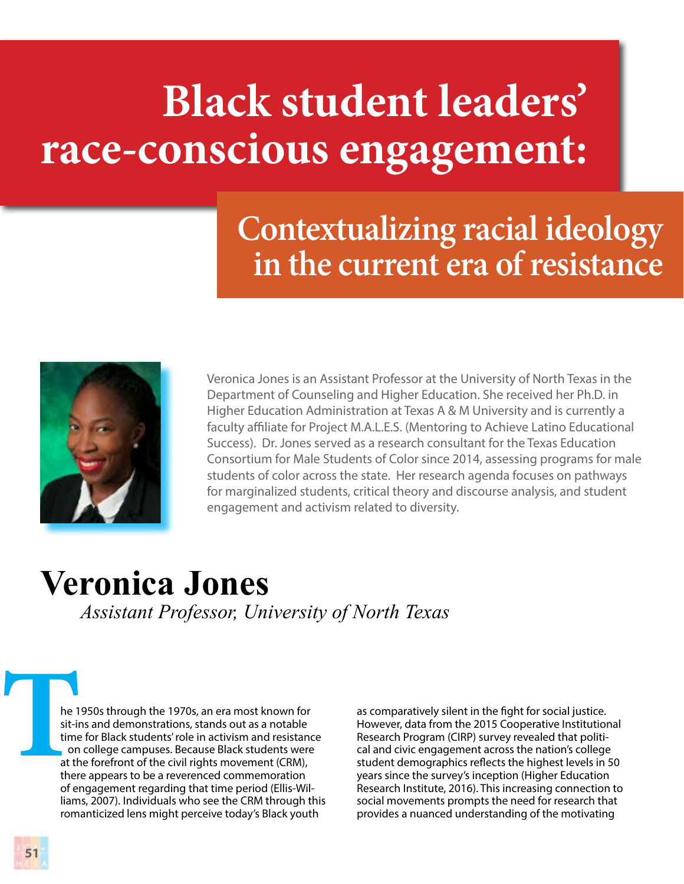# Black student leaders' race-conscious engagement:

## Contextualizing racial ideology in the current era of resistance

Veronica Jones is an Assistant Professor at the University of North Texas in the Department of Counseling and Higher Education. She received her Ph.D. in Higher Education Administration at Texas A & M University and is currently a faculty affiliate for Project M.A.L.E.S. (Mentoring to Achieve Latino Educational Success). Dr. Jones served as a research consultant for the Texas Education Consortium for Male Students of Color since 2014, assessing programs for male students of color across the state. Her research agenda focuses on pathways for marginalized students, critical theory and discourse analysis, and student engagement and activism related to diversity.

## Veronica Jones

*Assistant Professor, University of North Texas*

The 1950s through the 1970s, an era most known for sit-ins and demonstrations, stands out as a notable time for Black students' role in activism and resistance on college campuses. Because Black students were at the forefront of the civil rights movement (CRM), there appears to be a reverenced commemoration of engagement regarding that time period (Ellis-Williams, 2007). Individuals who see the CRM through this romanticized lens might perceive today's Black youth as comparatively silent in the fight for social justice. However, data from the 2015 Cooperative Institutional Research Program (CIRP) survey revealed that political and civic engagement across the nation's college student demographics reflects the highest levels in 50 years since the survey's inception (Higher Education Research Institute, 2016). This increasing connection to social movements prompts the need for research that provides a nuanced understanding of the motivating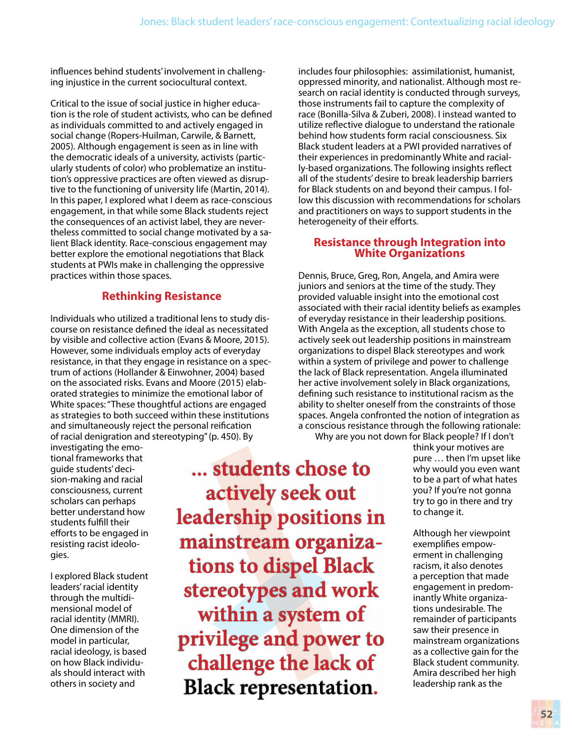influences behind students' involvement in challenging injustice in the current sociocultural context.

Critical to the issue of social justice in higher education is the role of student activists, who can be defined as individuals committed to and actively engaged in social change (Ropers-Huilman, Carwile, & Barnett, 2005). Although engagement is seen as in line with the democratic ideals of a university, activists (particularly students of color) who problematize an institution's oppressive practices are often viewed as disruptive to the functioning of university life (Martin, 2014). In this paper, I explored what I deem as race-conscious engagement, in that while some Black students reject the consequences of an activist label, they are nevertheless committed to social change motivated by a salient Black identity. Race-conscious engagement may better explore the emotional negotiations that Black students at PWIs make in challenging the oppressive practices within those spaces.

## Rethinking Resistance

Individuals who utilized a traditional lens to study discourse on resistance defined the ideal as necessitated by visible and collective action (Evans & Moore, 2015). However, some individuals employ acts of everyday resistance, in that they engage in resistance on a spectrum of actions (Hollander & Einwohner, 2004) based on the associated risks. Evans and Moore (2015) elaborated strategies to minimize the emotional labor of White spaces: "These thoughtful actions are engaged as strategies to both succeed within these institutions and simultaneously reject the personal reification of racial denigration and stereotyping" (p. 450). By investigating the emotional frameworks that guide students' decision-making and racial consciousness, current scholars can perhaps better understand how students fulfill their efforts to be engaged in resisting racist ideologies.

I explored Black student leaders' racial identity through the multidimensional model of racial identity (MMRI). One dimension of the model in particular, racial ideology, is based on how Black individuals should interact with others in society and includes four philosophies: assimilationist, humanist, oppressed minority, and nationalist. Although most research on racial identity is conducted through surveys, those instruments fail to capture the complexity of race (Bonilla-Silva & Zuberi, 2008). I instead wanted to utilize reflective dialogue to understand the rationale behind how students form racial consciousness. Six Black student leaders at a PWI provided narratives of their experiences in predominantly White and racially-based organizations. The following insights reflect all of the students' desire to break leadership barriers for Black students on and beyond their campus. I follow this discussion with recommendations for scholars and practitioners on ways to support students in the heterogeneity of their efforts.

## Resistance through Integration into White Organizations

Dennis, Bruce, Greg, Ron, Angela, and Amira were juniors and seniors at the time of the study. They provided valuable insight into the emotional cost associated with their racial identity beliefs as examples of everyday resistance in their leadership positions. With Angela as the exception, all students chose to actively seek out leadership positions in mainstream organizations to dispel Black stereotypes and work within a system of privilege and power to challenge the lack of Black representation. Angela illuminated her active involvement solely in Black organizations, defining such resistance to institutional racism as the ability to shelter oneself from the constraints of those spaces. Angela confronted the notion of integration as a conscious resistance through the following rationale:

> Why are you not down for Black people? If I don't think your motives are pure … then I'm upset like why would you even want to be a part of what hates you? If you're not gonna try to go in there and try to change it.

Although her viewpoint exemplifies empowerment in challenging racism, it also denotes a perception that made engagement in predominantly White organizations undesirable. The remainder of participants saw their presence in mainstream organizations as a collective gain for the Black student community. Amira described her high leadership rank as the

**… students chose to actively seek out leadership positions in mainstream organizations to dispel Black stereotypes and work within a system of privilege and power to challenge the lack of Black representation.**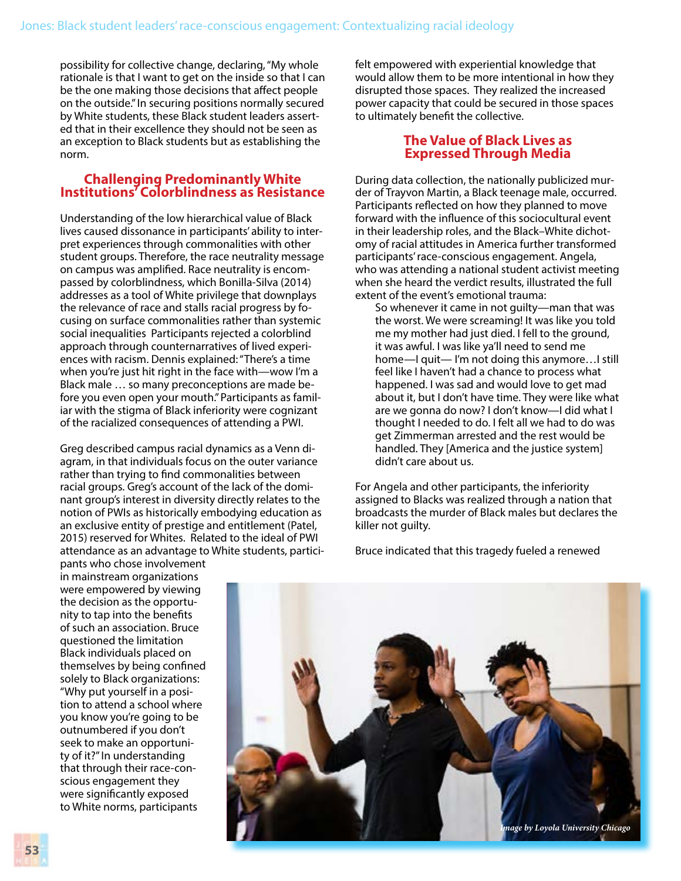possibility for collective change, declaring, "My whole rationale is that I want to get on the inside so that I can be the one making those decisions that affect people on the outside." In securing positions normally secured by White students, these Black student leaders asserted that in their excellence they should not be seen as an exception to Black students but as establishing the norm.

## Challenging Predominantly White Institutions' Colorblindness as Resistance

Understanding of the low hierarchical value of Black lives caused dissonance in participants' ability to interpret experiences through commonalities with other student groups. Therefore, the race neutrality message on campus was amplified. Race neutrality is encompassed by colorblindness, which Bonilla-Silva (2014) addresses as a tool of White privilege that downplays the relevance of race and stalls racial progress by focusing on surface commonalities rather than systemic social inequalities Participants rejected a colorblind approach through counternarratives of lived experiences with racism. Dennis explained: "There's a time when you're just hit right in the face with—wow I'm a Black male … so many preconceptions are made before you even open your mouth." Participants as familiar with the stigma of Black inferiority were cognizant of the racialized consequences of attending a PWI.

Greg described campus racial dynamics as a Venn diagram, in that individuals focus on the outer variance rather than trying to find commonalities between racial groups. Greg's account of the lack of the dominant group's interest in diversity directly relates to the notion of PWIs as historically embodying education as an exclusive entity of prestige and entitlement (Patel, 2015) reserved for Whites. Related to the ideal of PWI attendance as an advantage to White students, participants who chose involvement in mainstream organizations were empowered by viewing the decision as the opportunity to tap into the benefits of such an association. Bruce questioned the limitation Black individuals placed on themselves by being confined solely to Black organizations: "Why put yourself in a position to attend a school where you know you're going to be outnumbered if you don't seek to make an opportunity of it?" In understanding that through their race-conscious engagement they were significantly exposed to White norms, participants felt empowered with experiential knowledge that would allow them to be more intentional in how they disrupted those spaces. They realized the increased power capacity that could be secured in those spaces to ultimately benefit the collective.

## The Value of Black Lives as Expressed Through Media

During data collection, the nationally publicized murder of Trayvon Martin, a Black teenage male, occurred. Participants reflected on how they planned to move forward with the influence of this sociocultural event in their leadership roles, and the Black–White dichotomy of racial attitudes in America further transformed participants' race-conscious engagement. Angela, who was attending a national student activist meeting when she heard the verdict results, illustrated the full extent of the event's emotional trauma:

> So whenever it came in not guilty—man that was the worst. We were screaming! It was like you told me my mother had just died. I fell to the ground, it was awful. I was like ya'll need to send me home—I quit— I'm not doing this anymore…I still feel like I haven't had a chance to process what happened. I was sad and would love to get mad about it, but I don't have time. They were like what are we gonna do now? I don't know—I did what I thought I needed to do. I felt all we had to do was get Zimmerman arrested and the rest would be handled. They [America and the justice system] didn't care about us.

For Angela and other participants, the inferiority assigned to Blacks was realized through a nation that broadcasts the murder of Black males but declares the killer not guilty.

Bruce indicated that this tragedy fueled a renewed

*Image by Loyola University Chicago*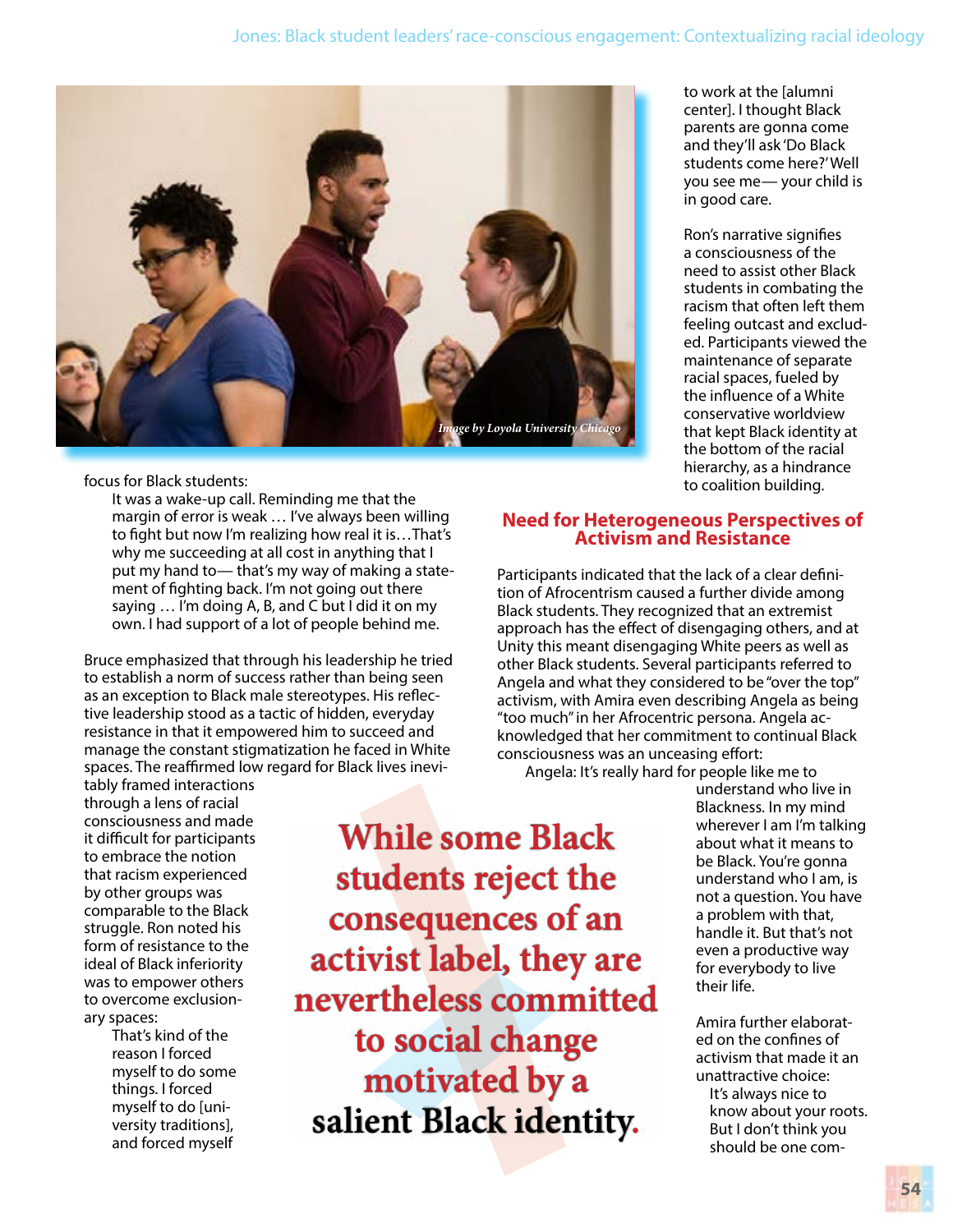focus for Black students:

> It was a wake-up call. Reminding me that the margin of error is weak … I've always been willing to fight but now I'm realizing how real it is…That's why me succeeding at all cost in anything that I put my hand to— that's my way of making a statement of fighting back. I'm not going out there saying … I'm doing A, B, and C but I did it on my own. I had support of a lot of people behind me.

Bruce emphasized that through his leadership he tried to establish a norm of success rather than being seen as an exception to Black male stereotypes. His reflective leadership stood as a tactic of hidden, everyday resistance in that it empowered him to succeed and manage the constant stigmatization he faced in White spaces. The reaffirmed low regard for Black lives inevitably framed interactions through a lens of racial consciousness and made it difficult for participants to embrace the notion that racism experienced by other groups was comparable to the Black struggle. Ron noted his form of resistance to the ideal of Black inferiority was to empower others to overcome exclusionary spaces:

> That's kind of the reason I forced myself to do some things. I forced myself to do [university traditions], and forced myself to work at the [alumni center]. I thought Black parents are gonna come and they'll ask 'Do Black students come here?' Well you see me— your child is in good care.

Ron's narrative signifies a consciousness of the need to assist other Black students in combating the racism that often left them feeling outcast and excluded. Participants viewed the maintenance of separate racial spaces, fueled by the influence of a White conservative worldview that kept Black identity at the bottom of the racial hierarchy, as a hindrance to coalition building.

**While some Black students reject the consequences of an activist label, they are nevertheless committed to social change motivated by a salient Black identity.**

## Need for Heterogeneous Perspectives of Activism and Resistance

Participants indicated that the lack of a clear definition of Afrocentrism caused a further divide among Black students. They recognized that an extremist approach has the effect of disengaging others, and at Unity this meant disengaging White peers as well as other Black students. Several participants referred to Angela and what they considered to be "over the top" activism, with Amira even describing Angela as being "too much" in her Afrocentric persona. Angela acknowledged that her commitment to continual Black consciousness was an unceasing effort:

> Angela: It's really hard for people like me to understand who live in Blackness. In my mind wherever I am I'm talking about what it means to be Black. You're gonna understand who I am, is not a question. You have a problem with that, handle it. But that's not even a productive way for everybody to live their life.

Amira further elaborated on the confines of activism that made it an unattractive choice:

> It's always nice to know about your roots. But I don't think you should be one com-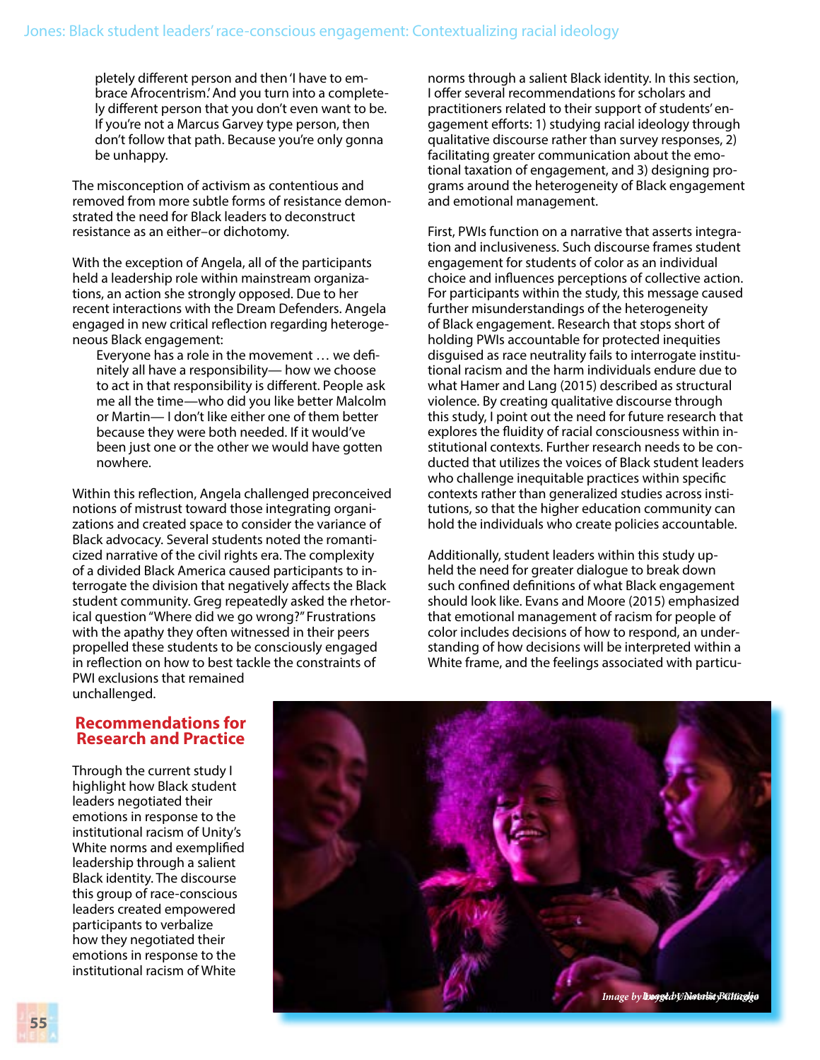pletely different person and then 'I have to embrace Afrocentrism.' And you turn into a completely different person that you don't even want to be. If you're not a Marcus Garvey type person, then don't follow that path. Because you're only gonna be unhappy.

The misconception of activism as contentious and removed from more subtle forms of resistance demonstrated the need for Black leaders to deconstruct resistance as an either–or dichotomy.

With the exception of Angela, all of the participants held a leadership role within mainstream organizations, an action she strongly opposed. Due to her recent interactions with the Dream Defenders. Angela engaged in new critical reflection regarding heterogeneous Black engagement:

> Everyone has a role in the movement … we definitely all have a responsibility— how we choose to act in that responsibility is different. People ask me all the time—who did you like better Malcolm or Martin— I don't like either one of them better because they were both needed. If it would've been just one or the other we would have gotten nowhere.

Within this reflection, Angela challenged preconceived notions of mistrust toward those integrating organizations and created space to consider the variance of Black advocacy. Several students noted the romanticized narrative of the civil rights era. The complexity of a divided Black America caused participants to interrogate the division that negatively affects the Black student community. Greg repeatedly asked the rhetorical question "Where did we go wrong?" Frustrations with the apathy they often witnessed in their peers propelled these students to be consciously engaged in reflection on how to best tackle the constraints of PWI exclusions that remained unchallenged.

## Recommendations for Research and Practice

Through the current study I highlight how Black student leaders negotiated their emotions in response to the institutional racism of Unity's White norms and exemplified leadership through a salient Black identity. The discourse this group of race-conscious leaders created empowered participants to verbalize how they negotiated their emotions in response to the institutional racism of White norms through a salient Black identity. In this section, I offer several recommendations for scholars and practitioners related to their support of students' engagement efforts: 1) studying racial ideology through qualitative discourse rather than survey responses, 2) facilitating greater communication about the emotional taxation of engagement, and 3) designing programs around the heterogeneity of Black engagement and emotional management.

First, PWIs function on a narrative that asserts integration and inclusiveness. Such discourse frames student engagement for students of color as an individual choice and influences perceptions of collective action. For participants within the study, this message caused further misunderstandings of the heterogeneity of Black engagement. Research that stops short of holding PWIs accountable for protected inequities disguised as race neutrality fails to interrogate institutional racism and the harm individuals endure due to what Hamer and Lang (2015) described as structural violence. By creating qualitative discourse through this study, I point out the need for future research that explores the fluidity of racial consciousness within institutional contexts. Further research needs to be conducted that utilizes the voices of Black student leaders who challenge inequitable practices within specific contexts rather than generalized studies across institutions, so that the higher education community can hold the individuals who create policies accountable.

Additionally, student leaders within this study upheld the need for greater dialogue to break down such confined definitions of what Black engagement should look like. Evans and Moore (2015) emphasized that emotional management of racism for people of color includes decisions of how to respond, an understanding of how decisions will be interpreted within a White frame, and the feelings associated with particu-

Image by Loyola University Chicago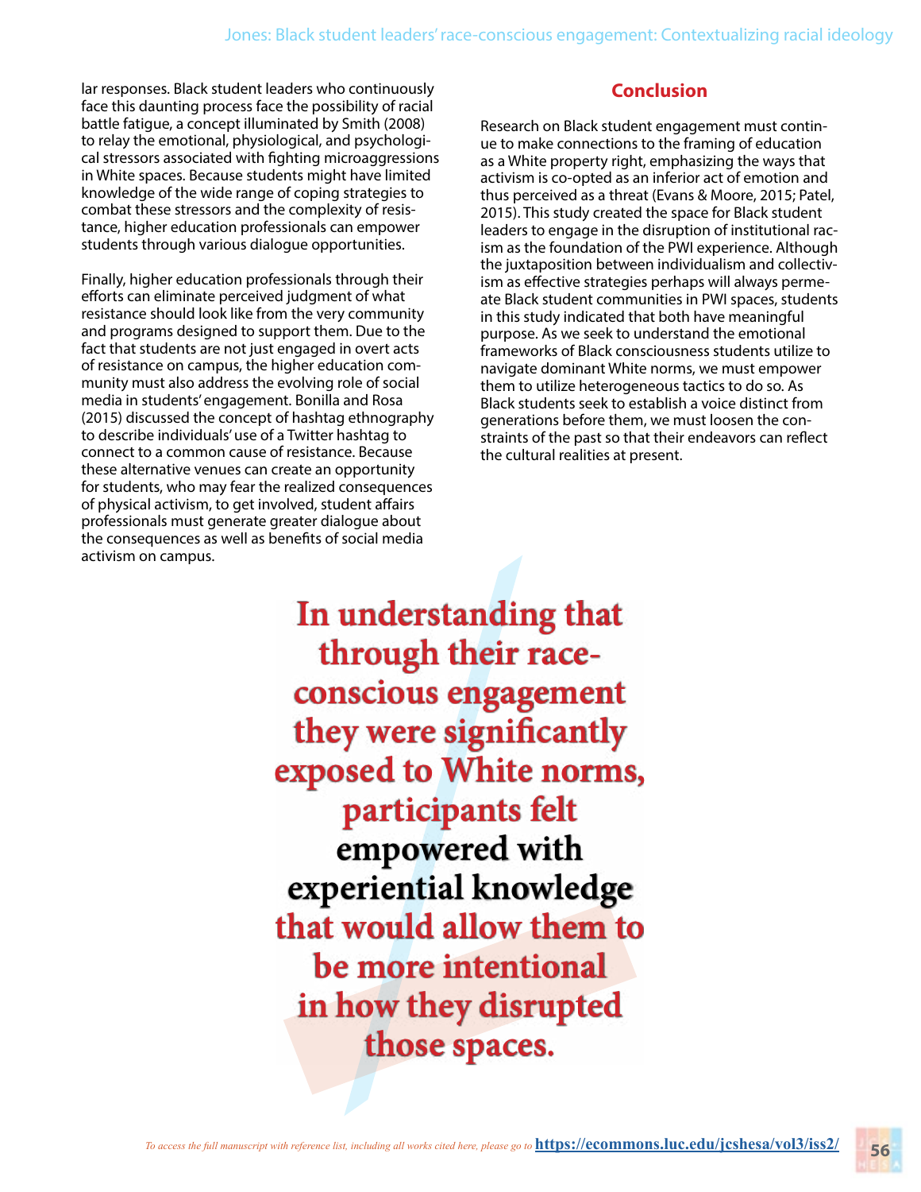lar responses. Black student leaders who continuously face this daunting process face the possibility of racial battle fatigue, a concept illuminated by Smith (2008) to relay the emotional, physiological, and psychological stressors associated with fighting microaggressions in White spaces. Because students might have limited knowledge of the wide range of coping strategies to combat these stressors and the complexity of resistance, higher education professionals can empower students through various dialogue opportunities.

Finally, higher education professionals through their efforts can eliminate perceived judgment of what resistance should look like from the very community and programs designed to support them. Due to the fact that students are not just engaged in overt acts of resistance on campus, the higher education community must also address the evolving role of social media in students' engagement. Bonilla and Rosa (2015) discussed the concept of hashtag ethnography to describe individuals' use of a Twitter hashtag to connect to a common cause of resistance. Because these alternative venues can create an opportunity for students, who may fear the realized consequences of physical activism, to get involved, student affairs professionals must generate greater dialogue about the consequences as well as benefits of social media activism on campus.

## Conclusion

Research on Black student engagement must continue to make connections to the framing of education as a White property right, emphasizing the ways that activism is co-opted as an inferior act of emotion and thus perceived as a threat (Evans & Moore, 2015; Patel, 2015). This study created the space for Black student leaders to engage in the disruption of institutional racism as the foundation of the PWI experience. Although the juxtaposition between individualism and collectivism as effective strategies perhaps will always permeate Black student communities in PWI spaces, students in this study indicated that both have meaningful purpose. As we seek to understand the emotional frameworks of Black consciousness students utilize to navigate dominant White norms, we must empower them to utilize heterogeneous tactics to do so. As Black students seek to establish a voice distinct from generations before them, we must loosen the constraints of the past so that their endeavors can reflect the cultural realities at present.

> **In understanding that through their race-conscious engagement they were significantly exposed to White norms, participants felt empowered with experiential knowledge that would allow them to be more intentional in how they disrupted those spaces.**

*To access the full manuscript with reference list, including all works cited here, please go to* https://ecommons.luc.edu/jcshesa/vol3/iss2/